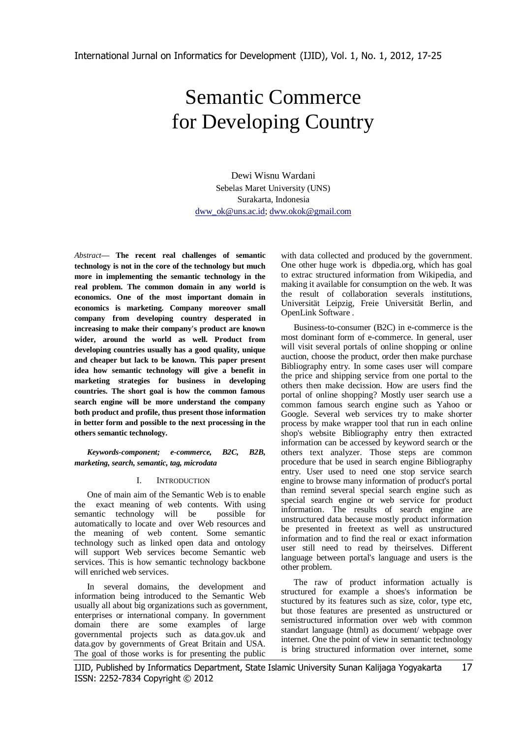# Semantic Commerce for Developing Country

Dewi Wisnu Wardani
Sebelas Maret University (UNS)
Surakarta, Indonesia
dww_ok@uns.ac.id; dww.okok@gmail.com

*Abstract*— **The recent real challenges of semantic technology is not in the core of the technology but much more in implementing the semantic technology in the real problem. The common domain in any world is economics. One of the most important domain in economics is marketing. Company moreover small company from developing country desperated in increasing to make their company's product are known wider, around the world as well. Product from developing countries usually has a good quality, unique and cheaper but lack to be known. This paper present idea how semantic technology will give a benefit in marketing strategies for business in developing countries. The short goal is how the common famous search engine will be more understand the company both product and profile, thus present those information in better form and possible to the next processing in the others semantic technology.**

***Keywords-component; e-commerce, B2C, B2B, marketing, search, semantic, tag, microdata***

## I. INTRODUCTION

One of main aim of the Semantic Web is to enable the exact meaning of web contents. With using semantic technology will be possible for automatically to locate and over Web resources and the meaning of web content. Some semantic technology such as linked open data and ontology will support Web services become Semantic web services. This is how semantic technology backbone will enriched web services.

In several domains, the development and information being introduced to the Semantic Web usually all about big organizations such as government, enterprises or international company. In government domain there are some examples of large governmental projects such as data.gov.uk and data.gov by governments of Great Britain and USA. The goal of those works is for presenting the public with data collected and produced by the government. One other huge work is dbpedia.org, which has goal to extrac structured information from Wikipedia, and making it available for consumption on the web. It was the result of collaboration severals institutions, Universität Leipzig, Freie Universität Berlin, and OpenLink Software .

Business-to-consumer (B2C) in e-commerce is the most dominant form of e-commerce. In general, user will visit several portals of online shopping or online auction, choose the product, order then make purchase Bibliography entry. In some cases user will compare the price and shipping service from one portal to the others then make decission. How are users find the portal of online shopping? Mostly user search use a common famous search engine such as Yahoo or Google. Several web services try to make shorter process by make wrapper tool that run in each online shop's website Bibliography entry then extracted information can be accessed by keyword search or the others text analyzer. Those steps are common procedure that be used in search engine Bibliography entry. User used to need one stop service search engine to browse many information of product's portal than remind several special search engine such as special search engine or web service for product information. The results of search engine are unstructured data because mostly product information be presented in freetext as well as unstructured information and to find the real or exact information user still need to read by theirselves. Different language between portal's language and users is the other problem.

The raw of product information actually is structured for example a shoes's information be stuctured by its features such as size, color, type etc, but those features are presented as unstructured or semistructured information over web with common standart language (html) as document/ webpage over internet. One the point of view in semantic technology is bring structured information over internet, some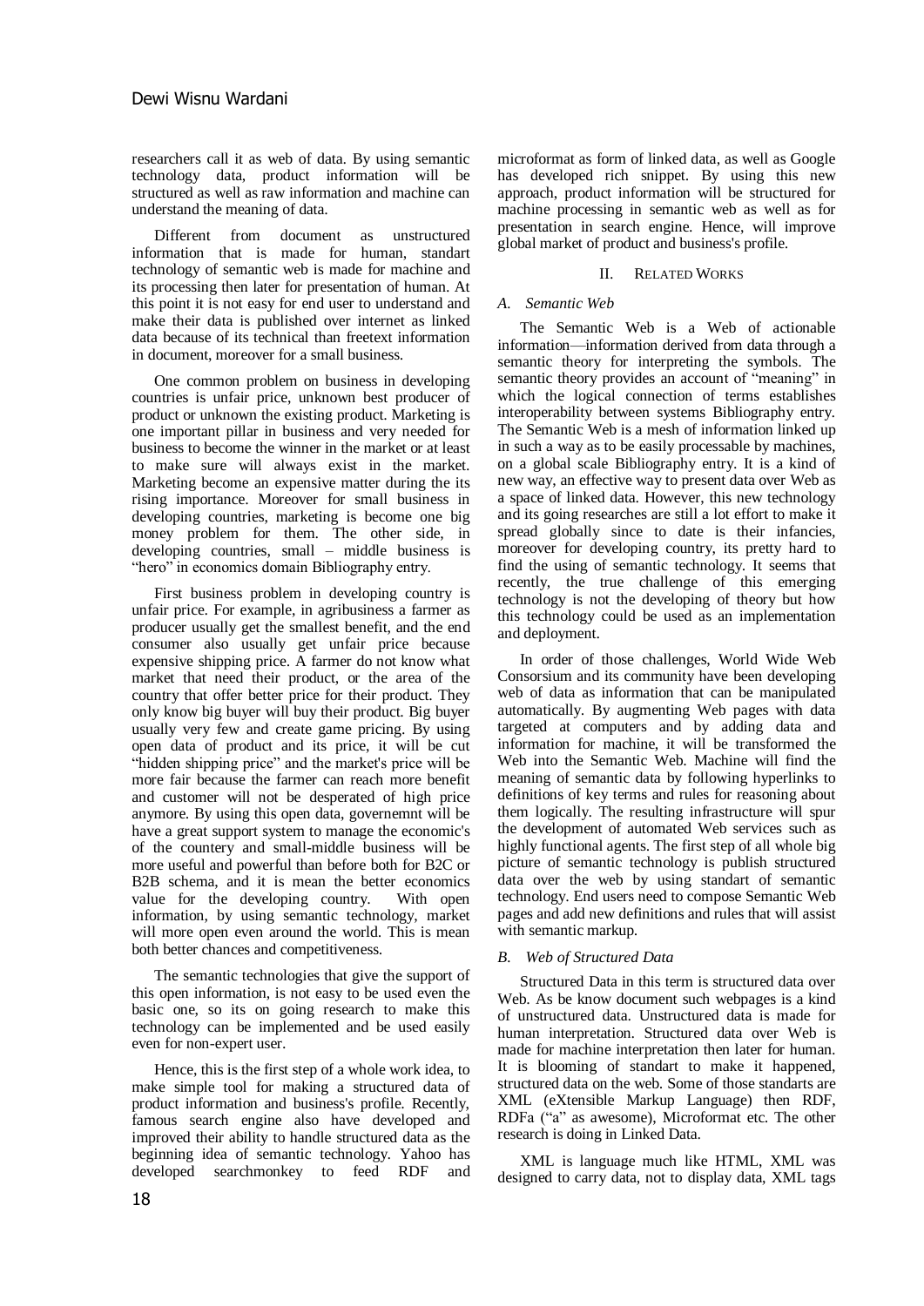researchers call it as web of data. By using semantic technology data, product information will be structured as well as raw information and machine can understand the meaning of data.

Different from document as unstructured information that is made for human, standart technology of semantic web is made for machine and its processing then later for presentation of human. At this point it is not easy for end user to understand and make their data is published over internet as linked data because of its technical than freetext information in document, moreover for a small business.

One common problem on business in developing countries is unfair price, unknown best producer of product or unknown the existing product. Marketing is one important pillar in business and very needed for business to become the winner in the market or at least to make sure will always exist in the market. Marketing become an expensive matter during the its rising importance. Moreover for small business in developing countries, marketing is become one big money problem for them. The other side, in developing countries, small – middle business is "hero" in economics domain Bibliography entry.

First business problem in developing country is unfair price. For example, in agribusiness a farmer as producer usually get the smallest benefit, and the end consumer also usually get unfair price because expensive shipping price. A farmer do not know what market that need their product, or the area of the country that offer better price for their product. They only know big buyer will buy their product. Big buyer usually very few and create game pricing. By using open data of product and its price, it will be cut "hidden shipping price" and the market's price will be more fair because the farmer can reach more benefit and customer will not be desperated of high price anymore. By using this open data, governemnt will be have a great support system to manage the economic's of the countery and small-middle business will be more useful and powerful than before both for B2C or B2B schema, and it is mean the better economics value for the developing country. With open information, by using semantic technology, market will more open even around the world. This is mean both better chances and competitiveness.

The semantic technologies that give the support of this open information, is not easy to be used even the basic one, so its on going research to make this technology can be implemented and be used easily even for non-expert user.

Hence, this is the first step of a whole work idea, to make simple tool for making a structured data of product information and business's profile. Recently, famous search engine also have developed and improved their ability to handle structured data as the beginning idea of semantic technology. Yahoo has developed searchmonkey to feed RDF and microformat as form of linked data, as well as Google has developed rich snippet. By using this new approach, product information will be structured for machine processing in semantic web as well as for presentation in search engine. Hence, will improve global market of product and business's profile.

## II. Related Works

### A. Semantic Web

The Semantic Web is a Web of actionable information—information derived from data through a semantic theory for interpreting the symbols. The semantic theory provides an account of "meaning" in which the logical connection of terms establishes interoperability between systems Bibliography entry. The Semantic Web is a mesh of information linked up in such a way as to be easily processable by machines, on a global scale Bibliography entry. It is a kind of new way, an effective way to present data over Web as a space of linked data. However, this new technology and its going researches are still a lot effort to make it spread globally since to date is their infancies, moreover for developing country, its pretty hard to find the using of semantic technology. It seems that recently, the true challenge of this emerging technology is not the developing of theory but how this technology could be used as an implementation and deployment.

In order of those challenges, World Wide Web Consorsium and its community have been developing web of data as information that can be manipulated automatically. By augmenting Web pages with data targeted at computers and by adding data and information for machine, it will be transformed the Web into the Semantic Web. Machine will find the meaning of semantic data by following hyperlinks to definitions of key terms and rules for reasoning about them logically. The resulting infrastructure will spur the development of automated Web services such as highly functional agents. The first step of all whole big picture of semantic technology is publish structured data over the web by using standart of semantic technology. End users need to compose Semantic Web pages and add new definitions and rules that will assist with semantic markup.

### B. Web of Structured Data

Structured Data in this term is structured data over Web. As be know document such webpages is a kind of unstructured data. Unstructured data is made for human interpretation. Structured data over Web is made for machine interpretation then later for human. It is blooming of standart to make it happened, structured data on the web. Some of those standarts are XML (eXtensible Markup Language) then RDF, RDFa ("a" as awesome), Microformat etc. The other research is doing in Linked Data.

XML is language much like HTML, XML was designed to carry data, not to display data, XML tags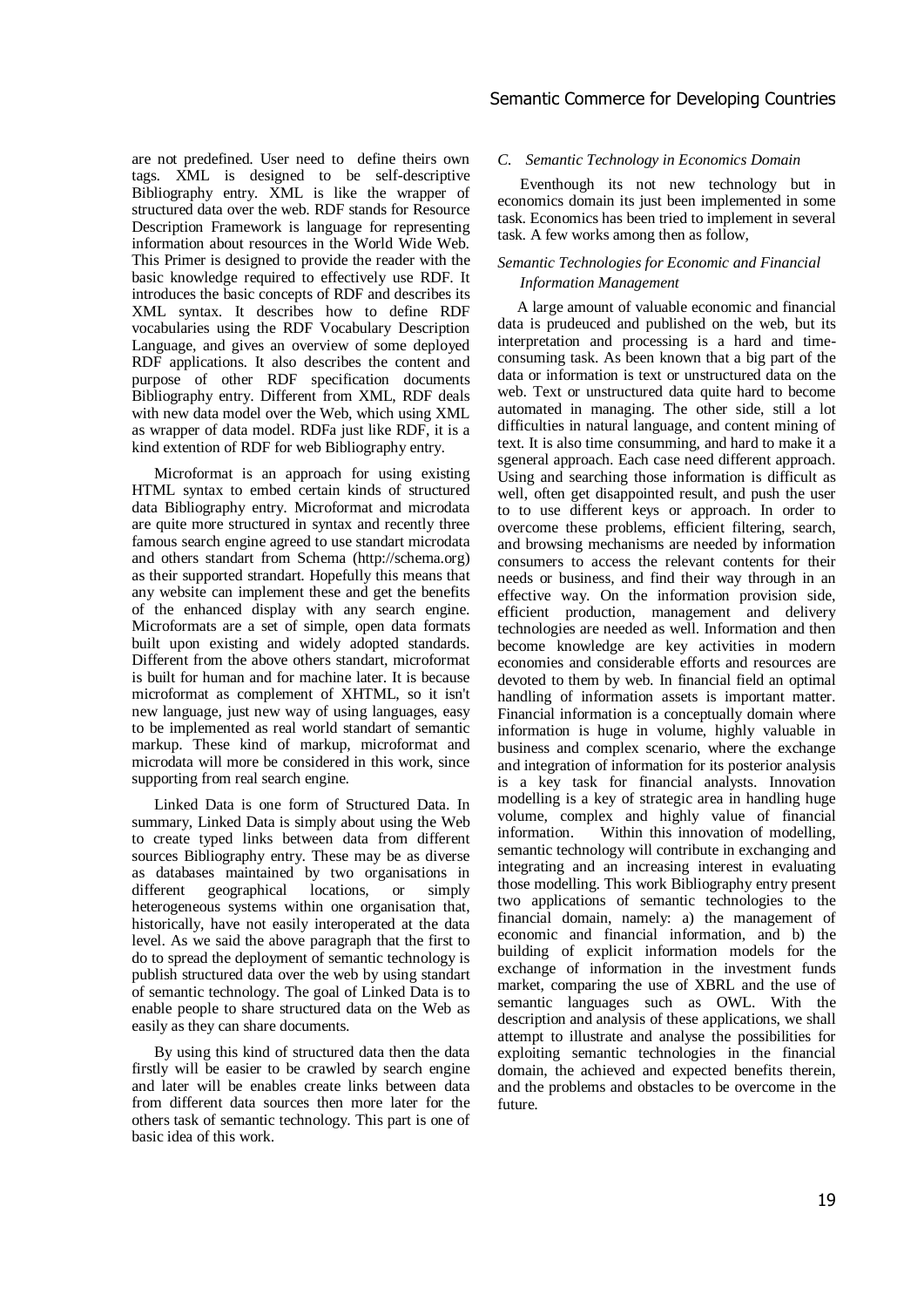are not predefined. User need to define theirs own tags. XML is designed to be self-descriptive Bibliography entry. XML is like the wrapper of structured data over the web. RDF stands for Resource Description Framework is language for representing information about resources in the World Wide Web. This Primer is designed to provide the reader with the basic knowledge required to effectively use RDF. It introduces the basic concepts of RDF and describes its XML syntax. It describes how to define RDF vocabularies using the RDF Vocabulary Description Language, and gives an overview of some deployed RDF applications. It also describes the content and purpose of other RDF specification documents Bibliography entry. Different from XML, RDF deals with new data model over the Web, which using XML as wrapper of data model. RDFa just like RDF, it is a kind extention of RDF for web Bibliography entry.

Microformat is an approach for using existing HTML syntax to embed certain kinds of structured data Bibliography entry. Microformat and microdata are quite more structured in syntax and recently three famous search engine agreed to use standart microdata and others standart from Schema (http://schema.org) as their supported strandart. Hopefully this means that any website can implement these and get the benefits of the enhanced display with any search engine. Microformats are a set of simple, open data formats built upon existing and widely adopted standards. Different from the above others standart, microformat is built for human and for machine later. It is because microformat as complement of XHTML, so it isn't new language, just new way of using languages, easy to be implemented as real world standart of semantic markup. These kind of markup, microformat and microdata will more be considered in this work, since supporting from real search engine.

Linked Data is one form of Structured Data. In summary, Linked Data is simply about using the Web to create typed links between data from different sources Bibliography entry. These may be as diverse as databases maintained by two organisations in different geographical locations, or simply heterogeneous systems within one organisation that, historically, have not easily interoperated at the data level. As we said the above paragraph that the first to do to spread the deployment of semantic technology is publish structured data over the web by using standart of semantic technology. The goal of Linked Data is to enable people to share structured data on the Web as easily as they can share documents.

By using this kind of structured data then the data firstly will be easier to be crawled by search engine and later will be enables create links between data from different data sources then more later for the others task of semantic technology. This part is one of basic idea of this work.

### *C. Semantic Technology in Economics Domain*

Eventhough its not new technology but in economics domain its just been implemented in some task. Economics has been tried to implement in several task. A few works among then as follow,

#### *Semantic Technologies for Economic and Financial Information Management*

A large amount of valuable economic and financial data is prudeuced and published on the web, but its interpretation and processing is a hard and time-consuming task. As been known that a big part of the data or information is text or unstructured data on the web. Text or unstructured data quite hard to become automated in managing. The other side, still a lot difficulties in natural language, and content mining of text. It is also time consumming, and hard to make it a sgeneral approach. Each case need different approach. Using and searching those information is difficult as well, often get disappointed result, and push the user to to use different keys or approach. In order to overcome these problems, efficient filtering, search, and browsing mechanisms are needed by information consumers to access the relevant contents for their needs or business, and find their way through in an effective way. On the information provision side, efficient production, management and delivery technologies are needed as well. Information and then become knowledge are key activities in modern economies and considerable efforts and resources are devoted to them by web. In financial field an optimal handling of information assets is important matter. Financial information is a conceptually domain where information is huge in volume, highly valuable in business and complex scenario, where the exchange and integration of information for its posterior analysis is a key task for financial analysts. Innovation modelling is a key of strategic area in handling huge volume, complex and highly value of financial information. Within this innovation of modelling, semantic technology will contribute in exchanging and integrating and an increasing interest in evaluating those modelling. This work Bibliography entry present two applications of semantic technologies to the financial domain, namely: a) the management of economic and financial information, and b) the building of explicit information models for the exchange of information in the investment funds market, comparing the use of XBRL and the use of semantic languages such as OWL. With the description and analysis of these applications, we shall attempt to illustrate and analyse the possibilities for exploiting semantic technologies in the financial domain, the achieved and expected benefits therein, and the problems and obstacles to be overcome in the future.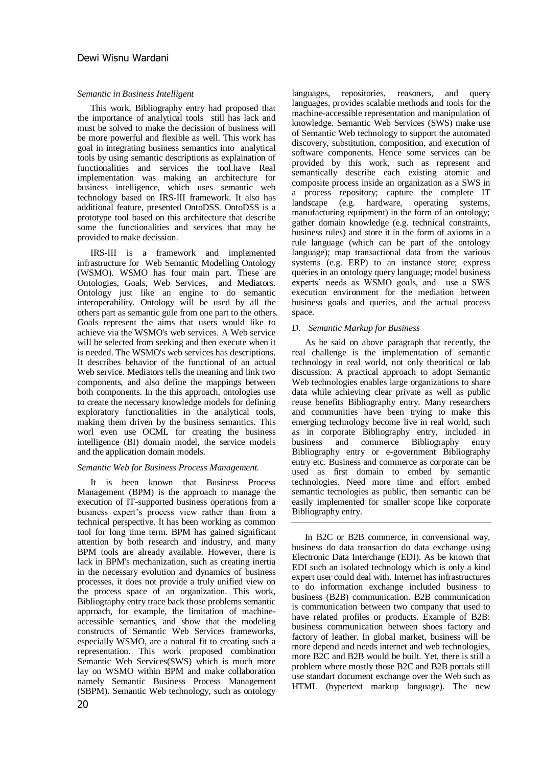*Semantic in Business Intelligent*

This work, Bibliography entry had proposed that the importance of analytical tools still has lack and must be solved to make the decission of business will be more powerful and flexible as well. This work has goal in integrating business semantics into analytical tools by using semantic descriptions as explaination of functionalities and services the tool.have Real implementation was making an architecture for business intelligence, which uses semantic web technology based on IRS-III framework. It also has additional feature, presented OntoDSS. OntoDSS is a prototype tool based on this architecture that describe some the functionalities and services that may be provided to make decission.

IRS-III is a framework and implemented infrastructure for Web Semantic Modelling Ontology (WSMO). WSMO has four main part. These are Ontologies, Goals, Web Services, and Mediators. Ontology just like an engine to do semantic interoperability. Ontology will be used by all the others part as semantic gule from one part to the others. Goals represent the aims that users would like to achieve via the WSMO's web services. A Web service will be selected from seeking and then execute when it is needed. The WSMO's web services has descriptions. It describes behavior of the functional of an actual Web service. Mediators tells the meaning and link two components, and also define the mappings between both components. In the this approach, ontologies use to create the necessary knowledge models for defining exploratory functionalities in the analytical tools, making them driven by the business semantics. This worl even use OCML for creating the business intelligence (BI) domain model, the service models and the application domain models.

*Semantic Web for Business Process Management.*

It is been known that Business Process Management (BPM) is the approach to manage the execution of IT-supported business operations from a business expert's process view rather than from a technical perspective. It has been working as common tool for long time term. BPM has gained significant attention by both research and industry, and many BPM tools are already available. However, there is lack in BPM's mechanization, such as creating inertia in the necessary evolution and dynamics of business processes, it does not provide a truly unified view on the process space of an organization. This work, Bibliography entry trace back those problems semantic approach, for example, the limitation of machine-accessible semantics, and show that the modeling constructs of Semantic Web Services frameworks, especially WSMO, are a natural fit to creating such a representation. This work proposed combination Semantic Web Services(SWS) which is much more lay on WSMO within BPM and make collaboration namely Semantic Business Process Management (SBPM). Semantic Web technology, such as ontology languages, repositories, reasoners, and query languages, provides scalable methods and tools for the machine-accessible representation and manipulation of knowledge. Semantic Web Services (SWS) make use of Semantic Web technology to support the automated discovery, substitution, composition, and execution of software components. Hence some services can be provided by this work, such as represent and semantically describe each existing atomic and composite process inside an organization as a SWS in a process repository; capture the complete IT landscape (e.g. hardware, operating systems, manufacturing equipment) in the form of an ontology; gather domain knowledge (e.g. technical constraints, business rules) and store it in the form of axioms in a rule language (which can be part of the ontology language); map transactional data from the various systems (e.g. ERP) to an instance store; express queries in an ontology query language; model business experts' needs as WSMO goals, and use a SWS execution environment for the mediation between business goals and queries, and the actual process space.

### D. Semantic Markup for Business

As be said on above paragraph that recently, the real challenge is the implementation of semantic technology in real world, not only theoritical or lab discussion. A practical approach to adopt Semantic Web technologies enables large organizations to share data while achieving clear private as well as public reuse benefits Bibliography entry. Many researchers and communities have been trying to make this emerging technology become live in real world, such as in corporate Bibliography entry, included in business and commerce Bibliography entry Bibliography entry or e-government Bibliography entry etc. Business and commerce as corporate can be used as first domain to embed by semantic technologies. Need more time and effort embed semantic tecnologies as public, then semantic can be easily implemented for smaller scope like corporate Bibliography entry.

---

In B2C or B2B commerce, in convensional way, business do data transaction do data exchange using Electronic Data Interchange (EDI). As be known that EDI such an isolated technology which is only a kind expert user could deal with. Internet has infrastructures to do information exchange included business to business (B2B) communication. B2B communication is communication between two company that used to have related profiles or products. Example of B2B: business communication between shoes factory and factory of leather. In global market, business will be more depend and needs internet and web technologies, more B2C and B2B would be built. Yet, there is still a problem where mostly those B2C and B2B portals still use standart document exchange over the Web such as HTML (hypertext markup language). The new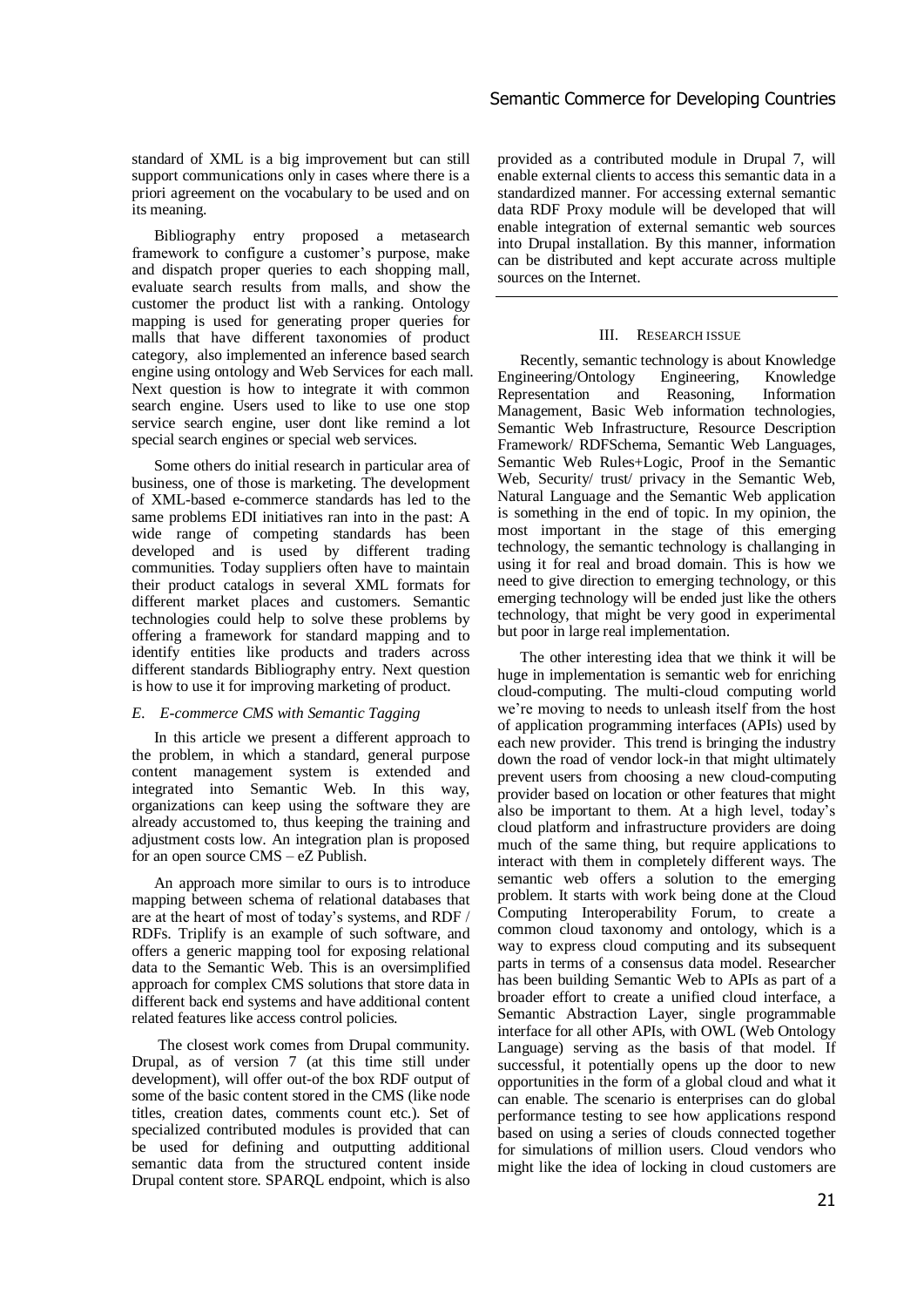standard of XML is a big improvement but can still support communications only in cases where there is a priori agreement on the vocabulary to be used and on its meaning.

Bibliography entry proposed a metasearch framework to configure a customer's purpose, make and dispatch proper queries to each shopping mall, evaluate search results from malls, and show the customer the product list with a ranking. Ontology mapping is used for generating proper queries for malls that have different taxonomies of product category, also implemented an inference based search engine using ontology and Web Services for each mall. Next question is how to integrate it with common search engine. Users used to like to use one stop service search engine, user dont like remind a lot special search engines or special web services.

Some others do initial research in particular area of business, one of those is marketing. The development of XML-based e-commerce standards has led to the same problems EDI initiatives ran into in the past: A wide range of competing standards has been developed and is used by different trading communities. Today suppliers often have to maintain their product catalogs in several XML formats for different market places and customers. Semantic technologies could help to solve these problems by offering a framework for standard mapping and to identify entities like products and traders across different standards Bibliography entry. Next question is how to use it for improving marketing of product.

### *E. E-commerce CMS with Semantic Tagging*

In this article we present a different approach to the problem, in which a standard, general purpose content management system is extended and integrated into Semantic Web. In this way, organizations can keep using the software they are already accustomed to, thus keeping the training and adjustment costs low. An integration plan is proposed for an open source CMS – eZ Publish.

An approach more similar to ours is to introduce mapping between schema of relational databases that are at the heart of most of today's systems, and RDF / RDFs. Triplify is an example of such software, and offers a generic mapping tool for exposing relational data to the Semantic Web. This is an oversimplified approach for complex CMS solutions that store data in different back end systems and have additional content related features like access control policies.

The closest work comes from Drupal community. Drupal, as of version 7 (at this time still under development), will offer out-of the box RDF output of some of the basic content stored in the CMS (like node titles, creation dates, comments count etc.). Set of specialized contributed modules is provided that can be used for defining and outputting additional semantic data from the structured content inside Drupal content store. SPARQL endpoint, which is also provided as a contributed module in Drupal 7, will enable external clients to access this semantic data in a standardized manner. For accessing external semantic data RDF Proxy module will be developed that will enable integration of external semantic web sources into Drupal installation. By this manner, information can be distributed and kept accurate across multiple sources on the Internet.

## III. RESEARCH ISSUE

Recently, semantic technology is about Knowledge Engineering/Ontology Engineering, Knowledge Representation and Reasoning, Information Management, Basic Web information technologies, Semantic Web Infrastructure, Resource Description Framework/ RDFSchema, Semantic Web Languages, Semantic Web Rules+Logic, Proof in the Semantic Web, Security/ trust/ privacy in the Semantic Web, Natural Language and the Semantic Web application is something in the end of topic. In my opinion, the most important in the stage of this emerging technology, the semantic technology is challanging in using it for real and broad domain. This is how we need to give direction to emerging technology, or this emerging technology will be ended just like the others technology, that might be very good in experimental but poor in large real implementation.

The other interesting idea that we think it will be huge in implementation is semantic web for enriching cloud-computing. The multi-cloud computing world we're moving to needs to unleash itself from the host of application programming interfaces (APIs) used by each new provider. This trend is bringing the industry down the road of vendor lock-in that might ultimately prevent users from choosing a new cloud-computing provider based on location or other features that might also be important to them. At a high level, today's cloud platform and infrastructure providers are doing much of the same thing, but require applications to interact with them in completely different ways. The semantic web offers a solution to the emerging problem. It starts with work being done at the Cloud Computing Interoperability Forum, to create a common cloud taxonomy and ontology, which is a way to express cloud computing and its subsequent parts in terms of a consensus data model. Researcher has been building Semantic Web to APIs as part of a broader effort to create a unified cloud interface, a Semantic Abstraction Layer, single programmable interface for all other APIs, with OWL (Web Ontology Language) serving as the basis of that model. If successful, it potentially opens up the door to new opportunities in the form of a global cloud and what it can enable. The scenario is enterprises can do global performance testing to see how applications respond based on using a series of clouds connected together for simulations of million users. Cloud vendors who might like the idea of locking in cloud customers are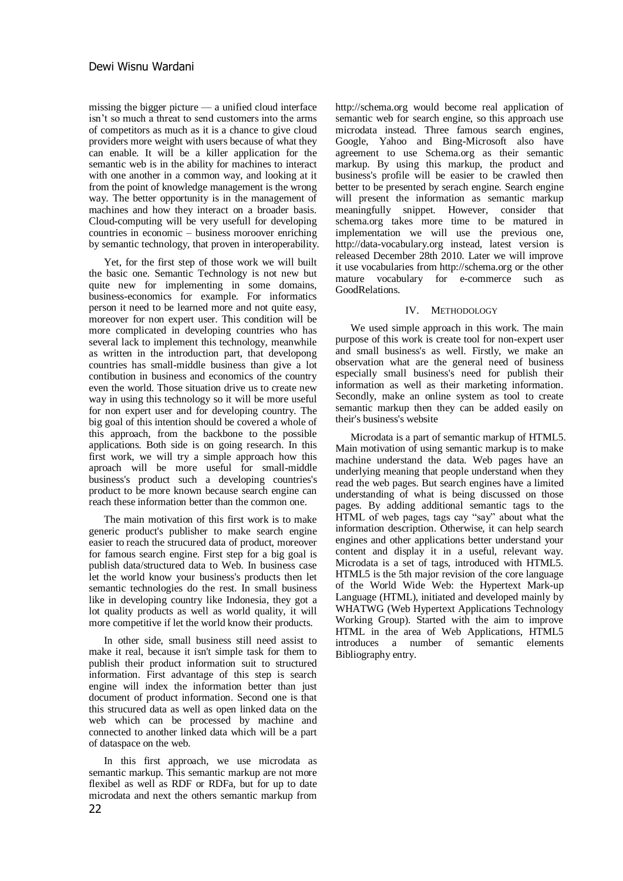missing the bigger picture — a unified cloud interface isn't so much a threat to send customers into the arms of competitors as much as it is a chance to give cloud providers more weight with users because of what they can enable. It will be a killer application for the semantic web is in the ability for machines to interact with one another in a common way, and looking at it from the point of knowledge management is the wrong way. The better opportunity is in the management of machines and how they interact on a broader basis. Cloud-computing will be very usefull for developing countries in economic – business moroover enriching by semantic technology, that proven in interoperability.

Yet, for the first step of those work we will built the basic one. Semantic Technology is not new but quite new for implementing in some domains, business-economics for example. For informatics person it need to be learned more and not quite easy, moreover for non expert user. This condition will be more complicated in developing countries who has several lack to implement this technology, meanwhile as written in the introduction part, that developong countries has small-middle business than give a lot contibution in business and economics of the country even the world. Those situation drive us to create new way in using this technology so it will be more useful for non expert user and for developing country. The big goal of this intention should be covered a whole of this approach, from the backbone to the possible applications. Both side is on going research. In this first work, we will try a simple approach how this aproach will be more useful for small-middle business's product such a developing countries's product to be more known because search engine can reach these information better than the common one.

The main motivation of this first work is to make generic product's publisher to make search engine easier to reach the strucured data of product, moreover for famous search engine. First step for a big goal is publish data/structured data to Web. In business case let the world know your business's products then let semantic technologies do the rest. In small business like in developing country like Indonesia, they got a lot quality products as well as world quality, it will more competitive if let the world know their products.

In other side, small business still need assist to make it real, because it isn't simple task for them to publish their product information suit to structured information. First advantage of this step is search engine will index the information better than just document of product information. Second one is that this strucured data as well as open linked data on the web which can be processed by machine and connected to another linked data which will be a part of dataspace on the web.

In this first approach, we use microdata as semantic markup. This semantic markup are not more flexibel as well as RDF or RDFa, but for up to date microdata and next the others semantic markup from http://schema.org would become real application of semantic web for search engine, so this approach use microdata instead. Three famous search engines, Google, Yahoo and Bing-Microsoft also have agreement to use Schema.org as their semantic markup. By using this markup, the product and business's profile will be easier to be crawled then better to be presented by serach engine. Search engine will present the information as semantic markup meaningfully snippet. However, consider that schema.org takes more time to be matured in implementation we will use the previous one, http://data-vocabulary.org instead, latest version is released December 28th 2010. Later we will improve it use vocabularies from http://schema.org or the other mature vocabulary for e-commerce such as GoodRelations.

## IV. Methodology

We used simple approach in this work. The main purpose of this work is create tool for non-expert user and small business's as well. Firstly, we make an observation what are the general need of business especially small business's need for publish their information as well as their marketing information. Secondly, make an online system as tool to create semantic markup then they can be added easily on their's business's website

Microdata is a part of semantic markup of HTML5. Main motivation of using semantic markup is to make machine understand the data. Web pages have an underlying meaning that people understand when they read the web pages. But search engines have a limited understanding of what is being discussed on those pages. By adding additional semantic tags to the HTML of web pages, tags cay "say" about what the information description. Otherwise, it can help search engines and other applications better understand your content and display it in a useful, relevant way. Microdata is a set of tags, introduced with HTML5. HTML5 is the 5th major revision of the core language of the World Wide Web: the Hypertext Mark-up Language (HTML), initiated and developed mainly by WHATWG (Web Hypertext Applications Technology Working Group). Started with the aim to improve HTML in the area of Web Applications, HTML5 introduces a number of semantic elements Bibliography entry.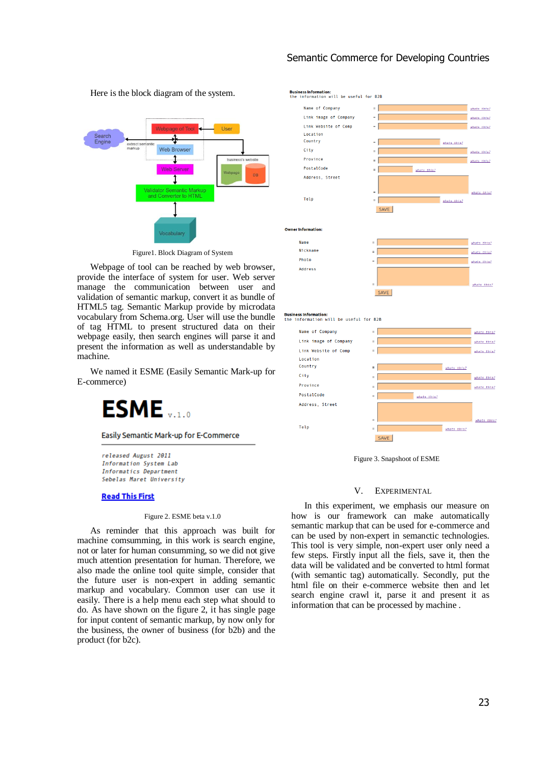Here is the block diagram of the system.

Figure1. Block Diagram of System

Webpage of tool can be reached by web browser, provide the interface of system for user. Web server manage the communication between user and validation of semantic markup, convert it as bundle of HTML5 tag. Semantic Markup provide by microdata vocabulary from Schema.org. User will use the bundle of tag HTML to present structured data on their webpage easily, then search engines will parse it and present the information as well as understandable by machine.

We named it ESME (Easily Semantic Mark-up for E-commerce)

Figure 2. ESME beta v.1.0

As reminder that this approach was built for machine comsumming, in this work is search engine, not or later for human consumming, so we did not give much attention presentation for human. Therefore, we also made the online tool quite simple, consider that the future user is non-expert in adding semantic markup and vocabulary. Common user can use it easily. There is a help menu each step what should to do. As have shown on the figure 2, it has single page for input content of semantic markup, by now only for the business, the owner of business (for b2b) and the product (for b2c).

Figure 3. Snapshoot of ESME

## V. EXPERIMENTAL

In this experiment, we emphasis our measure on how is our framework can make automatically semantic markup that can be used for e-commerce and can be used by non-expert in semanctic technologies. This tool is very simple, non-expert user only need a few steps. Firstly input all the fiels, save it, then the data will be validated and be converted to html format (with semantic tag) automatically. Secondly, put the html file on their e-commerce website then and let search engine crawl it, parse it and present it as information that can be processed by machine .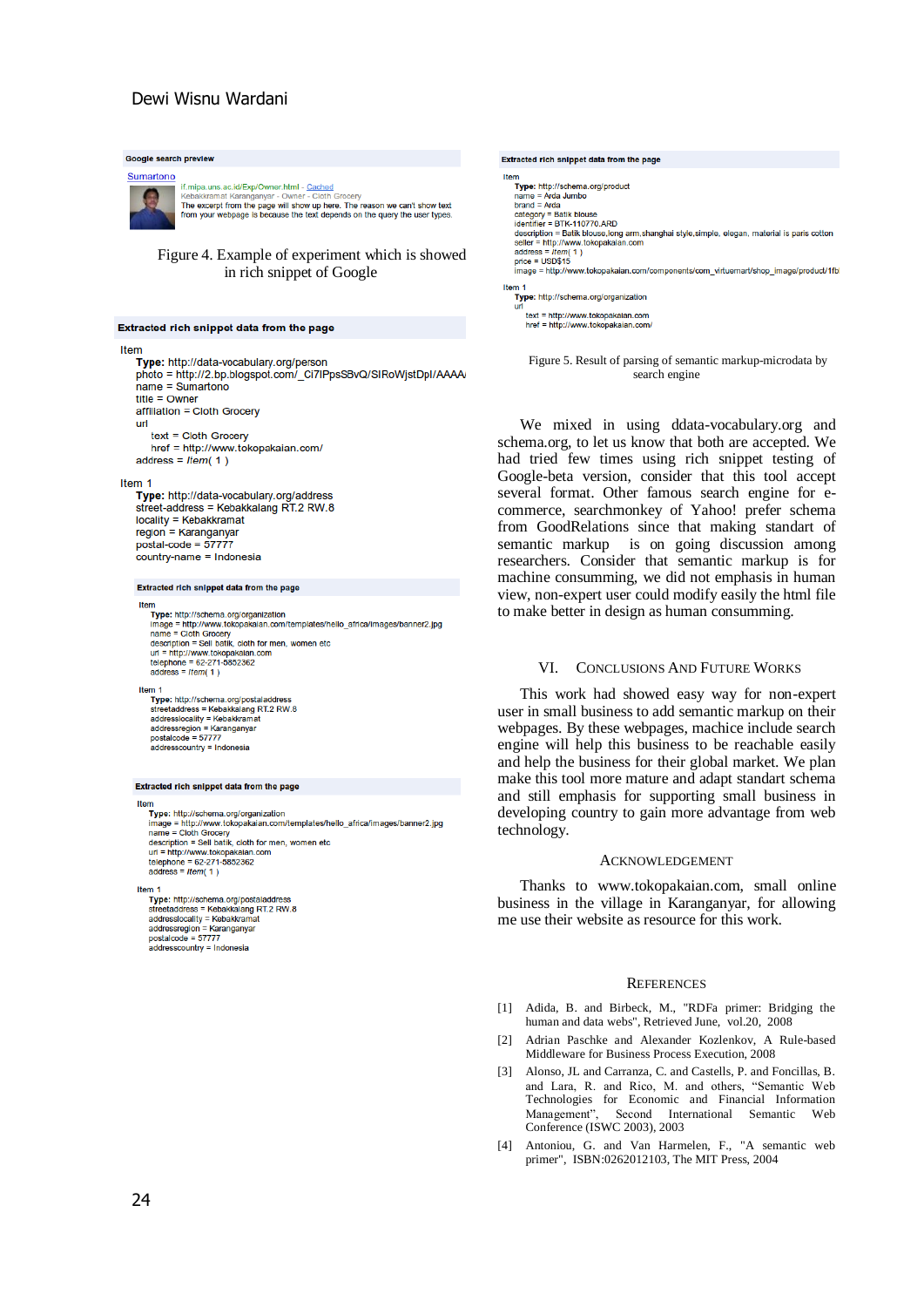**Google search preview**

Sumartono

if.mipa.uns.ac.id/Exp/Owner.html - Cached
Kebakkramat Karanganyar - Owner - Cloth Grocery
The excerpt from the page will show up here. The reason we can't show text from your webpage is because the text depends on the query the user types.

Figure 4. Example of experiment which is showed in rich snippet of Google

**Extracted rich snippet data from the page**

```
Item
  Type: http://data-vocabulary.org/person
  photo = http://2.bp.blogspot.com/_Ci7IPpsS8vQ/SIRoWjstDpI/AAAA
  name = Sumartono
  title = Owner
  affiliation = Cloth Grocery
  url
    text = Cloth Grocery
    href = http://www.tokopakaian.com/
  address = Item( 1 )

Item 1
  Type: http://data-vocabulary.org/address
  street-address = Kebakkalang RT.2 RW.8
  locality = Kebakkramat
  region = Karanganyar
  postal-code = 57777
  country-name = Indonesia
```

**Extracted rich snippet data from the page**

```
Item
  Type: http://schema.org/organization
  image = http://www.tokopakaian.com/templates/hello_africa/images/banner2.jpg
  name = Cloth Grocery
  description = Sell batik, cloth for men, women etc
  url = http://www.tokopakaian.com
  telephone = 62-271-5852362
  address = Item( 1 )

Item 1
  Type: http://schema.org/postaladdress
  streetaddress = Kebakkalang RT.2 RW.8
  addresslocality = Kebakkramat
  addressregion = Karanganyar
  postalcode = 57777
  addresscountry = Indonesia
```

**Extracted rich snippet data from the page**

```
Item
  Type: http://schema.org/organization
  image = http://www.tokopakaian.com/templates/hello_africa/images/banner2.jpg
  name = Cloth Grocery
  description = Sell batik, cloth for men, women etc
  url = http://www.tokopakaian.com
  telephone = 62-271-5852362
  address = Item( 1 )

Item 1
  Type: http://schema.org/postaladdress
  streetaddress = Kebakkalang RT.2 RW.8
  addresslocality = Kebakkramat
  addressregion = Karanganyar
  postalcode = 57777
  addresscountry = Indonesia
```

**Extracted rich snippet data from the page**

```
Item
  Type: http://schema.org/product
  name = Arda Jumbo
  brand = Arda
  category = Batik blouse
  identifier = BTK-110770.ARD
  description = Batik blouse,long arm,shanghai style,simple, elegan, material is paris cotton
  seller = http://www.tokopakaian.com
  address = Item( 1 )
  price = USD$15
  image = http://www.tokopakaian.com/components/com_virtuemart/shop_image/product/1fb

Item 1
  Type: http://schema.org/organization
  url
    text = http://www.tokopakaian.com
    href = http://www.tokopakaian.com/
```

Figure 5. Result of parsing of semantic markup-microdata by search engine

We mixed in using ddata-vocabulary.org and schema.org, to let us know that both are accepted. We had tried few times using rich snippet testing of Google-beta version, consider that this tool accept several format. Other famous search engine for e-commerce, searchmonkey of Yahoo! prefer schema from GoodRelations since that making standart of semantic markup is on going discussion among researchers. Consider that semantic markup is for machine consumming, we did not emphasis in human view, non-expert user could modify easily the html file to make better in design as human consumming.

## VI. Conclusions And Future Works

This work had showed easy way for non-expert user in small business to add semantic markup on their webpages. By these webpages, machice include search engine will help this business to be reachable easily and help the business for their global market. We plan make this tool more mature and adapt standart schema and still emphasis for supporting small business in developing country to gain more advantage from web technology.

## Acknowledgement

Thanks to www.tokopakaian.com, small online business in the village in Karanganyar, for allowing me use their website as resource for this work.

## References

[1] Adida, B. and Birbeck, M., "RDFa primer: Bridging the human and data webs", Retrieved June, vol.20, 2008

[2] Adrian Paschke and Alexander Kozlenkov, A Rule-based Middleware for Business Process Execution, 2008

[3] Alonso, JL and Carranza, C. and Castells, P. and Foncillas, B. and Lara, R. and Rico, M. and others, "Semantic Web Technologies for Economic and Financial Information Management", Second International Semantic Web Conference (ISWC 2003), 2003

[4] Antoniou, G. and Van Harmelen, F., "A semantic web primer", ISBN:0262012103, The MIT Press, 2004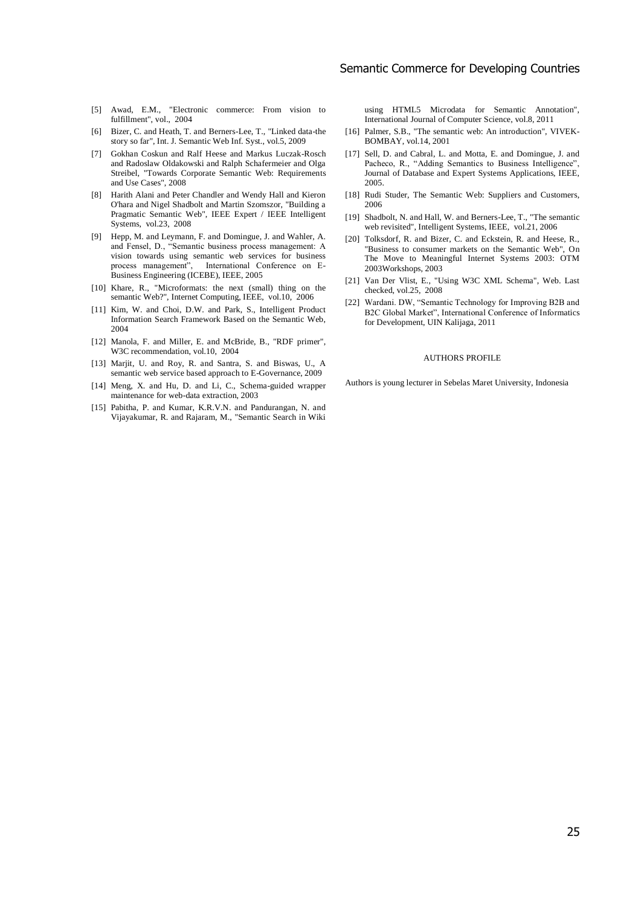[5] Awad, E.M., "Electronic commerce: From vision to fulfillment", vol., 2004

[6] Bizer, C. and Heath, T. and Berners-Lee, T., "Linked data-the story so far", Int. J. Semantic Web Inf. Syst., vol.5, 2009

[7] Gokhan Coskun and Ralf Heese and Markus Luczak-Rosch and Radoslaw Oldakowski and Ralph Schafermeier and Olga Streibel, "Towards Corporate Semantic Web: Requirements and Use Cases", 2008

[8] Harith Alani and Peter Chandler and Wendy Hall and Kieron O'hara and Nigel Shadbolt and Martin Szomszor, "Building a Pragmatic Semantic Web", IEEE Expert / IEEE Intelligent Systems, vol.23, 2008

[9] Hepp, M. and Leymann, F. and Domingue, J. and Wahler, A. and Fensel, D., "Semantic business process management: A vision towards using semantic web services for business process management", International Conference on E-Business Engineering (ICEBE), IEEE, 2005

[10] Khare, R., "Microformats: the next (small) thing on the semantic Web?", Internet Computing, IEEE, vol.10, 2006

[11] Kim, W. and Choi, D.W. and Park, S., Intelligent Product Information Search Framework Based on the Semantic Web, 2004

[12] Manola, F. and Miller, E. and McBride, B., "RDF primer", W3C recommendation, vol.10, 2004

[13] Marjit, U. and Roy, R. and Santra, S. and Biswas, U., A semantic web service based approach to E-Governance, 2009

[14] Meng, X. and Hu, D. and Li, C., Schema-guided wrapper maintenance for web-data extraction, 2003

[15] Pabitha, P. and Kumar, K.R.V.N. and Pandurangan, N. and Vijayakumar, R. and Rajaram, M., "Semantic Search in Wiki using HTML5 Microdata for Semantic Annotation", International Journal of Computer Science, vol.8, 2011

[16] Palmer, S.B., "The semantic web: An introduction", VIVEK-BOMBAY, vol.14, 2001

[17] Sell, D. and Cabral, L. and Motta, E. and Domingue, J. and Pacheco, R., "Adding Semantics to Business Intelligence", Journal of Database and Expert Systems Applications, IEEE, 2005.

[18] Rudi Studer, The Semantic Web: Suppliers and Customers, 2006

[19] Shadbolt, N. and Hall, W. and Berners-Lee, T., "The semantic web revisited", Intelligent Systems, IEEE, vol.21, 2006

[20] Tolksdorf, R. and Bizer, C. and Eckstein, R. and Heese, R., "Business to consumer markets on the Semantic Web", On The Move to Meaningful Internet Systems 2003: OTM 2003Workshops, 2003

[21] Van Der Vlist, E., "Using W3C XML Schema", Web. Last checked, vol.25, 2008

[22] Wardani. DW, "Semantic Technology for Improving B2B and B2C Global Market", International Conference of Informatics for Development, UIN Kalijaga, 2011

## AUTHORS PROFILE

Authors is young lecturer in Sebelas Maret University, Indonesia